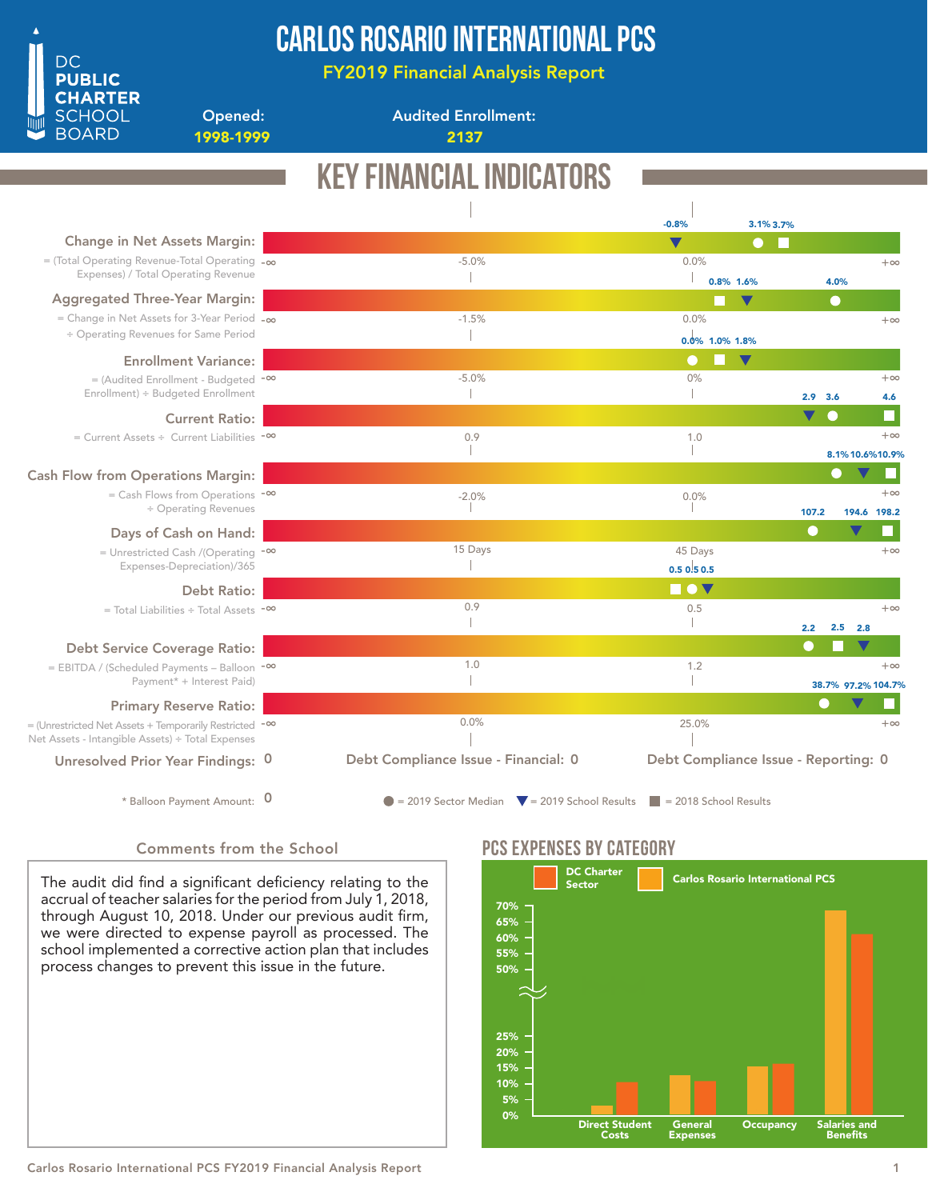# CARLOS ROSARIO INTERNATIONAL PCS

## FY2019 Financial Analysis Report

DC PUBLIC CHARTER SCHOOL BOARD

**Opened:** 1998-1999

**Audited Enrollment:** 2137

## KEY FINANCIAL INDICATORS

| Indicator | Formula | 2019 Sector Median | 2019 School Results | 2018 School Results |
|---|---|---|---|---|
| Change in Net Assets Margin | = (Total Operating Revenue-Total Operating Expenses) / Total Operating Revenue | 3.1% | -0.8% | 3.7% |
| Aggregated Three-Year Margin | = Change in Net Assets for 3-Year Period ÷ Operating Revenues for Same Period | 4.0% | 1.6% | 0.8% |
| Enrollment Variance | = (Audited Enrollment - Budgeted Enrollment) ÷ Budgeted Enrollment | 0.0% | 1.8% | 1.0% |
| Current Ratio | = Current Assets ÷ Current Liabilities | 3.6 | 2.9 | 4.6 |
| Cash Flow from Operations Margin | = Cash Flows from Operations ÷ Operating Revenues | 8.1% | 10.6% | 10.9% |
| Days of Cash on Hand | = Unrestricted Cash /(Operating Expenses-Depreciation)/365 | 107.2 | 194.6 | 198.2 |
| Debt Ratio | = Total Liabilities ÷ Total Assets | 0.5 | 0.5 | 0.5 |
| Debt Service Coverage Ratio | = EBITDA / (Scheduled Payments – Balloon Payment* + Interest Paid) | 2.2 | 2.8 | 2.5 |
| Primary Reserve Ratio | = (Unrestricted Net Assets + Temporarily Restricted Net Assets - Intangible Assets) ÷ Total Expenses | 38.7% | 97.2% | 104.7% |

Scale reference points: Change in Net Assets Margin: -∞, -5.0%, 0.0%, +∞; Aggregated Three-Year Margin: -∞, -1.5%, 0.0%, +∞; Enrollment Variance: -∞, -5.0%, 0%, +∞; Current Ratio: -∞, 0.9, 1.0, +∞; Cash Flow from Operations Margin: -∞, -2.0%, 0.0%, +∞; Days of Cash on Hand: -∞, 15 Days, 45 Days, +∞; Debt Ratio: -∞, 0.9, 0.5, +∞; Debt Service Coverage Ratio: -∞, 1.0, 1.2, +∞; Primary Reserve Ratio: -∞, 0.0%, 25.0%, +∞.

Unresolved Prior Year Findings: 0 | Debt Compliance Issue - Financial: 0 | Debt Compliance Issue - Reporting: 0

\* Balloon Payment Amount: 0

● = 2019 Sector Median ▼ = 2019 School Results ■ = 2018 School Results

### Comments from the School

The audit did find a significant deficiency relating to the accrual of teacher salaries for the period from July 1, 2018, through August 10, 2018. Under our previous audit firm, we were directed to expense payroll as processed. The school implemented a corrective action plan that includes process changes to prevent this issue in the future.

## PCS EXPENSES BY CATEGORY

Legend: DC Charter Sector; Carlos Rosario International PCS

Categories: Direct Student Costs, General Expenses, Occupancy, Salaries and Benefits

Y-axis: 0%, 5%, 10%, 15%, 20%, 25%, 50%, 55%, 60%, 65%, 70%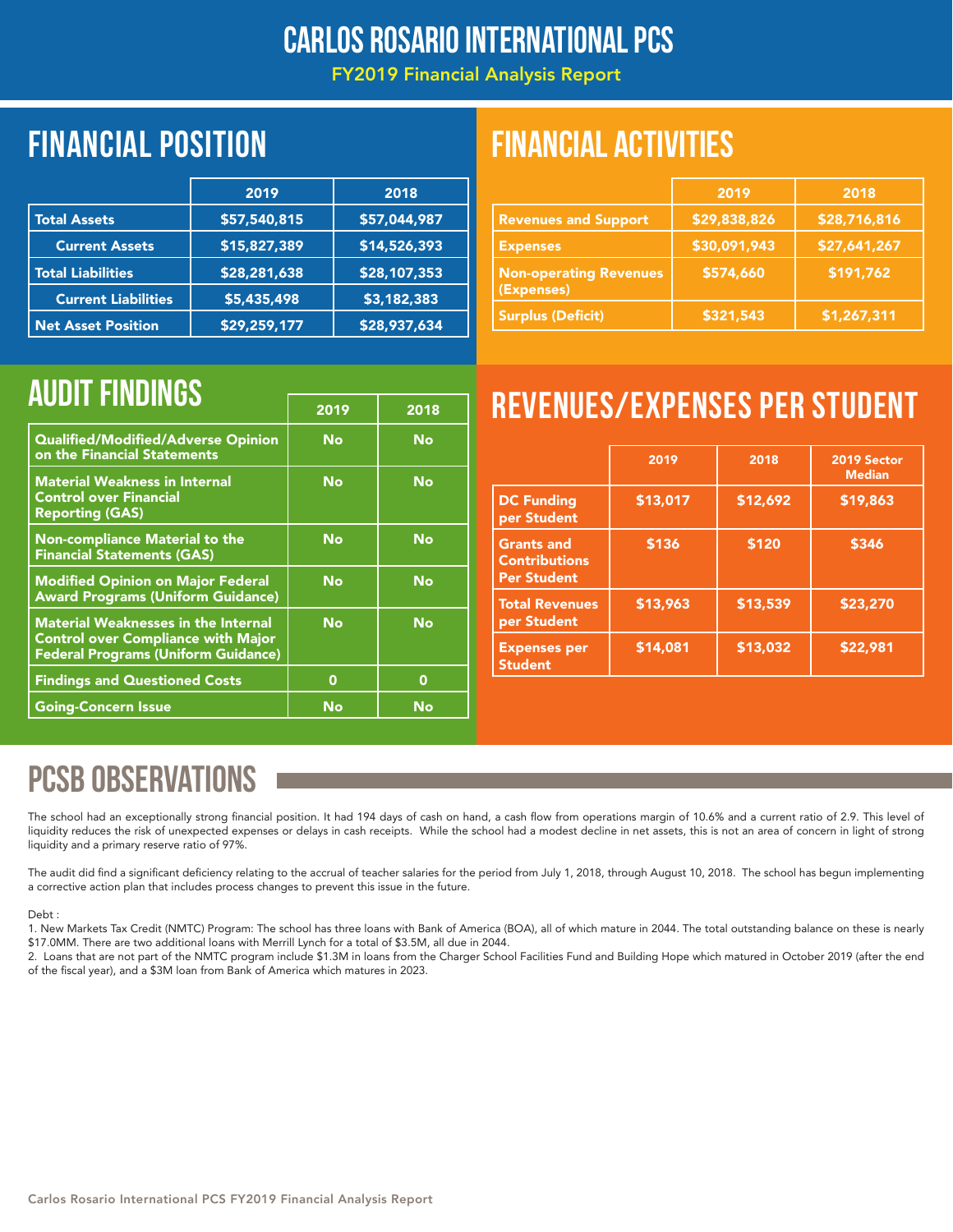# CARLOS ROSARIO INTERNATIONAL PCS

FY2019 Financial Analysis Report

## FINANCIAL POSITION

| | 2019 | 2018 |
|---|---|---|
| Total Assets | $57,540,815 | $57,044,987 |
| Current Assets | $15,827,389 | $14,526,393 |
| Total Liabilities | $28,281,638 | $28,107,353 |
| Current Liabilities | $5,435,498 | $3,182,383 |
| Net Asset Position | $29,259,177 | $28,937,634 |

## FINANCIAL ACTIVITIES

| | 2019 | 2018 |
|---|---|---|
| Revenues and Support | $29,838,826 | $28,716,816 |
| Expenses | $30,091,943 | $27,641,267 |
| Non-operating Revenues (Expenses) | $574,660 | $191,762 |
| Surplus (Deficit) | $321,543 | $1,267,311 |

## AUDIT FINDINGS

| | 2019 | 2018 |
|---|---|---|
| Qualified/Modified/Adverse Opinion on the Financial Statements | No | No |
| Material Weakness in Internal Control over Financial Reporting (GAS) | No | No |
| Non-compliance Material to the Financial Statements (GAS) | No | No |
| Modified Opinion on Major Federal Award Programs (Uniform Guidance) | No | No |
| Material Weaknesses in the Internal Control over Compliance with Major Federal Programs (Uniform Guidance) | No | No |
| Findings and Questioned Costs | 0 | 0 |
| Going-Concern Issue | No | No |

## REVENUES/EXPENSES PER STUDENT

| | 2019 | 2018 | 2019 Sector Median |
|---|---|---|---|
| DC Funding per Student | $13,017 | $12,692 | $19,863 |
| Grants and Contributions Per Student | $136 | $120 | $346 |
| Total Revenues per Student | $13,963 | $13,539 | $23,270 |
| Expenses per Student | $14,081 | $13,032 | $22,981 |

## PCSB OBSERVATIONS

The school had an exceptionally strong financial position. It had 194 days of cash on hand, a cash flow from operations margin of 10.6% and a current ratio of 2.9. This level of liquidity reduces the risk of unexpected expenses or delays in cash receipts. While the school had a modest decline in net assets, this is not an area of concern in light of strong liquidity and a primary reserve ratio of 97%.

The audit did find a significant deficiency relating to the accrual of teacher salaries for the period from July 1, 2018, through August 10, 2018. The school has begun implementing a corrective action plan that includes process changes to prevent this issue in the future.

Debt :

1. New Markets Tax Credit (NMTC) Program: The school has three loans with Bank of America (BOA), all of which mature in 2044. The total outstanding balance on these is nearly $17.0MM. There are two additional loans with Merrill Lynch for a total of $3.5M, all due in 2044.
2. Loans that are not part of the NMTC program include $1.3M in loans from the Charger School Facilities Fund and Building Hope which matured in October 2019 (after the end of the fiscal year), and a $3M loan from Bank of America which matures in 2023.